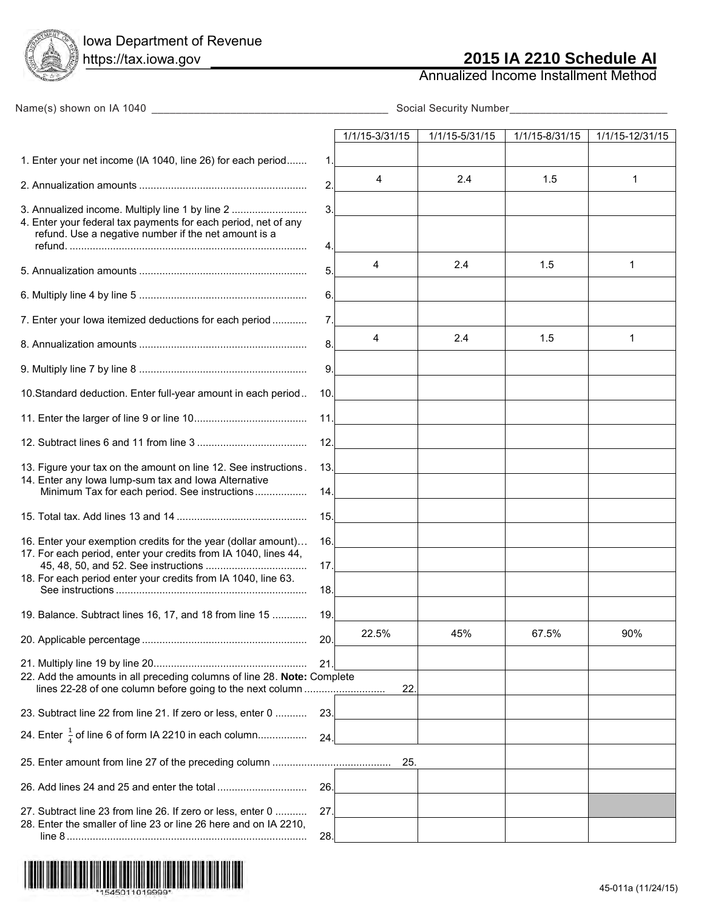Iowa Department of Revenue
https://tax.iowa.gov

# 2015 IA 2210 Schedule AI

## Annualized Income Installment Method

Name(s) shown on IA 1040 ________________________________________ Social Security Number__________________________

| | | 1/1/15-3/31/15 | 1/1/15-5/31/15 | 1/1/15-8/31/15 | 1/1/15-12/31/15 |
|---|---|---|---|---|---|
| 1. Enter your net income (IA 1040, line 26) for each period | 1. | | | | |
| 2. Annualization amounts | 2. | 4 | 2.4 | 1.5 | 1 |
| 3. Annualized income. Multiply line 1 by line 2 | 3. | | | | |
| 4. Enter your federal tax payments for each period, net of any refund. Use a negative number if the net amount is a refund. | 4. | | | | |
| 5. Annualization amounts | 5. | 4 | 2.4 | 1.5 | 1 |
| 6. Multiply line 4 by line 5 | 6. | | | | |
| 7. Enter your Iowa itemized deductions for each period | 7. | | | | |
| 8. Annualization amounts | 8. | 4 | 2.4 | 1.5 | 1 |
| 9. Multiply line 7 by line 8 | 9. | | | | |
| 10. Standard deduction. Enter full-year amount in each period | 10. | | | | |
| 11. Enter the larger of line 9 or line 10 | 11. | | | | |
| 12. Subtract lines 6 and 11 from line 3 | 12. | | | | |
| 13. Figure your tax on the amount on line 12. See instructions | 13. | | | | |
| 14. Enter any Iowa lump-sum tax and Iowa Alternative Minimum Tax for each period. See instructions | 14. | | | | |
| 15. Total tax. Add lines 13 and 14 | 15. | | | | |
| 16. Enter your exemption credits for the year (dollar amount) | 16. | | | | |
| 17. For each period, enter your credits from IA 1040, lines 44, 45, 48, 50, and 52. See instructions | 17. | | | | |
| 18. For each period enter your credits from IA 1040, line 63. See instructions | 18. | | | | |
| 19. Balance. Subtract lines 16, 17, and 18 from line 15 | 19. | | | | |
| 20. Applicable percentage | 20. | 22.5% | 45% | 67.5% | 90% |
| 21. Multiply line 19 by line 20 | 21. | | | | |
| 22. Add the amounts in all preceding columns of line 28. **Note:** Complete lines 22-28 of one column before going to the next column | 22. | | | | |
| 23. Subtract line 22 from line 21. If zero or less, enter 0 | 23. | | | | |
| 24. Enter $\frac{1}{4}$ of line 6 of form IA 2210 in each column | 24. | | | | |
| 25. Enter amount from line 27 of the preceding column | 25. | | | | |
| 26. Add lines 24 and 25 and enter the total | 26. | | | | |
| 27. Subtract line 23 from line 26. If zero or less, enter 0 | 27. | | | | |
| 28. Enter the smaller of line 23 or line 26 here and on IA 2210, line 8 | 28. | | | | |

*1545011019999*

45-011a (11/24/15)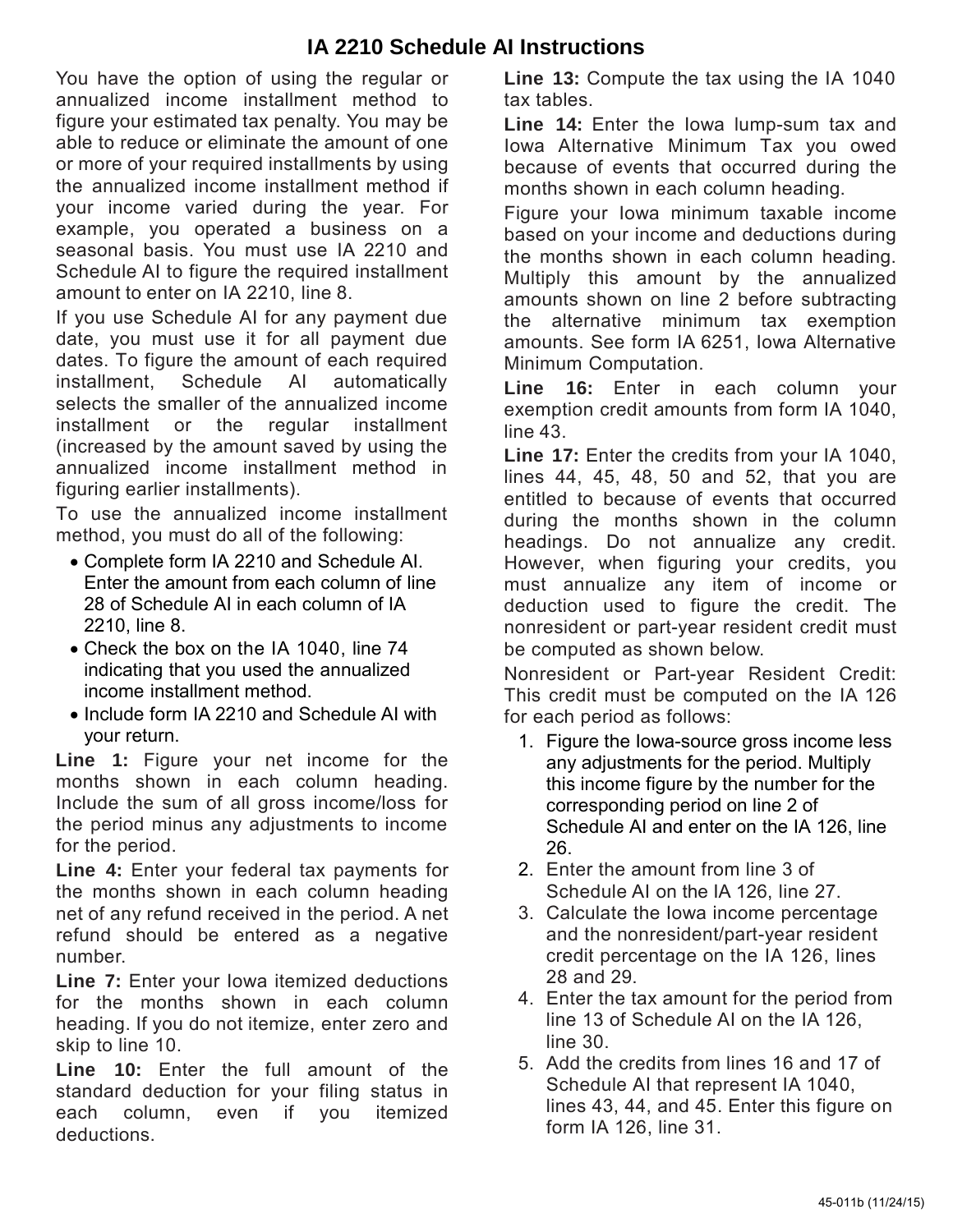# IA 2210 Schedule AI Instructions

You have the option of using the regular or annualized income installment method to figure your estimated tax penalty. You may be able to reduce or eliminate the amount of one or more of your required installments by using the annualized income installment method if your income varied during the year. For example, you operated a business on a seasonal basis. You must use IA 2210 and Schedule AI to figure the required installment amount to enter on IA 2210, line 8.

If you use Schedule AI for any payment due date, you must use it for all payment due dates. To figure the amount of each required installment, Schedule AI automatically selects the smaller of the annualized income installment or the regular installment (increased by the amount saved by using the annualized income installment method in figuring earlier installments).

To use the annualized income installment method, you must do all of the following:

- Complete form IA 2210 and Schedule AI. Enter the amount from each column of line 28 of Schedule AI in each column of IA 2210, line 8.
- Check the box on the IA 1040, line 74 indicating that you used the annualized income installment method.
- Include form IA 2210 and Schedule AI with your return.

**Line 1:** Figure your net income for the months shown in each column heading. Include the sum of all gross income/loss for the period minus any adjustments to income for the period.

**Line 4:** Enter your federal tax payments for the months shown in each column heading net of any refund received in the period. A net refund should be entered as a negative number.

**Line 7:** Enter your Iowa itemized deductions for the months shown in each column heading. If you do not itemize, enter zero and skip to line 10.

**Line 10:** Enter the full amount of the standard deduction for your filing status in each column, even if you itemized deductions.

**Line 13:** Compute the tax using the IA 1040 tax tables.

**Line 14:** Enter the Iowa lump-sum tax and Iowa Alternative Minimum Tax you owed because of events that occurred during the months shown in each column heading.

Figure your Iowa minimum taxable income based on your income and deductions during the months shown in each column heading. Multiply this amount by the annualized amounts shown on line 2 before subtracting the alternative minimum tax exemption amounts. See form IA 6251, Iowa Alternative Minimum Computation.

**Line 16:** Enter in each column your exemption credit amounts from form IA 1040, line 43.

**Line 17:** Enter the credits from your IA 1040, lines 44, 45, 48, 50 and 52, that you are entitled to because of events that occurred during the months shown in the column headings. Do not annualize any credit. However, when figuring your credits, you must annualize any item of income or deduction used to figure the credit. The nonresident or part-year resident credit must be computed as shown below.

Nonresident or Part-year Resident Credit: This credit must be computed on the IA 126 for each period as follows:

1. Figure the Iowa-source gross income less any adjustments for the period. Multiply this income figure by the number for the corresponding period on line 2 of Schedule AI and enter on the IA 126, line 26.
2. Enter the amount from line 3 of Schedule AI on the IA 126, line 27.
3. Calculate the Iowa income percentage and the nonresident/part-year resident credit percentage on the IA 126, lines 28 and 29.
4. Enter the tax amount for the period from line 13 of Schedule AI on the IA 126, line 30.
5. Add the credits from lines 16 and 17 of Schedule AI that represent IA 1040, lines 43, 44, and 45. Enter this figure on form IA 126, line 31.

45-011b (11/24/15)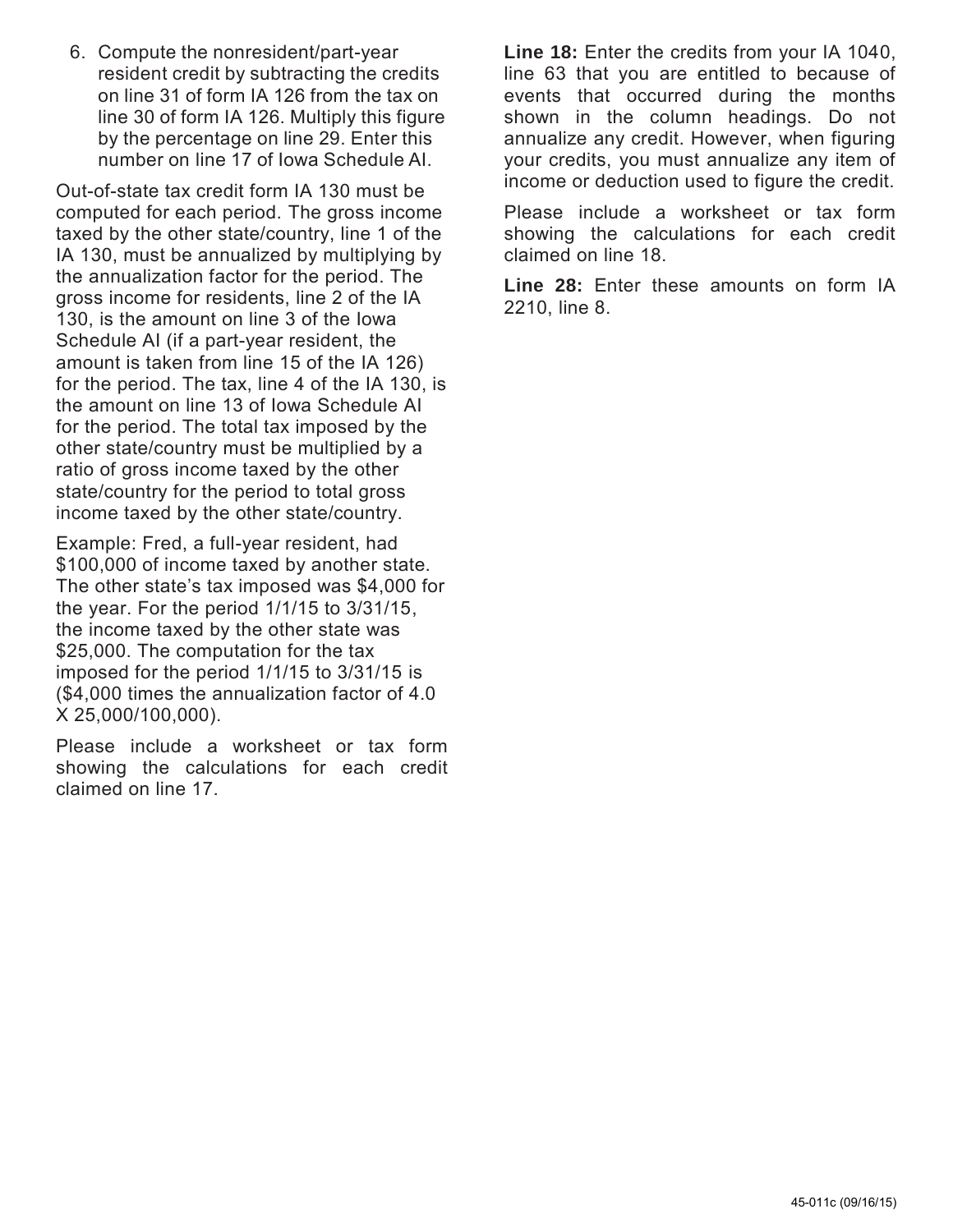6. Compute the nonresident/part-year resident credit by subtracting the credits on line 31 of form IA 126 from the tax on line 30 of form IA 126. Multiply this figure by the percentage on line 29. Enter this number on line 17 of Iowa Schedule AI.

Out-of-state tax credit form IA 130 must be computed for each period. The gross income taxed by the other state/country, line 1 of the IA 130, must be annualized by multiplying by the annualization factor for the period. The gross income for residents, line 2 of the IA 130, is the amount on line 3 of the Iowa Schedule AI (if a part-year resident, the amount is taken from line 15 of the IA 126) for the period. The tax, line 4 of the IA 130, is the amount on line 13 of Iowa Schedule AI for the period. The total tax imposed by the other state/country must be multiplied by a ratio of gross income taxed by the other state/country for the period to total gross income taxed by the other state/country.

Example: Fred, a full-year resident, had $100,000 of income taxed by another state. The other state's tax imposed was $4,000 for the year. For the period 1/1/15 to 3/31/15, the income taxed by the other state was $25,000. The computation for the tax imposed for the period 1/1/15 to 3/31/15 is ($4,000 times the annualization factor of 4.0 X 25,000/100,000).

Please include a worksheet or tax form showing the calculations for each credit claimed on line 17.

**Line 18:** Enter the credits from your IA 1040, line 63 that you are entitled to because of events that occurred during the months shown in the column headings. Do not annualize any credit. However, when figuring your credits, you must annualize any item of income or deduction used to figure the credit.

Please include a worksheet or tax form showing the calculations for each credit claimed on line 18.

**Line 28:** Enter these amounts on form IA 2210, line 8.

45-011c (09/16/15)